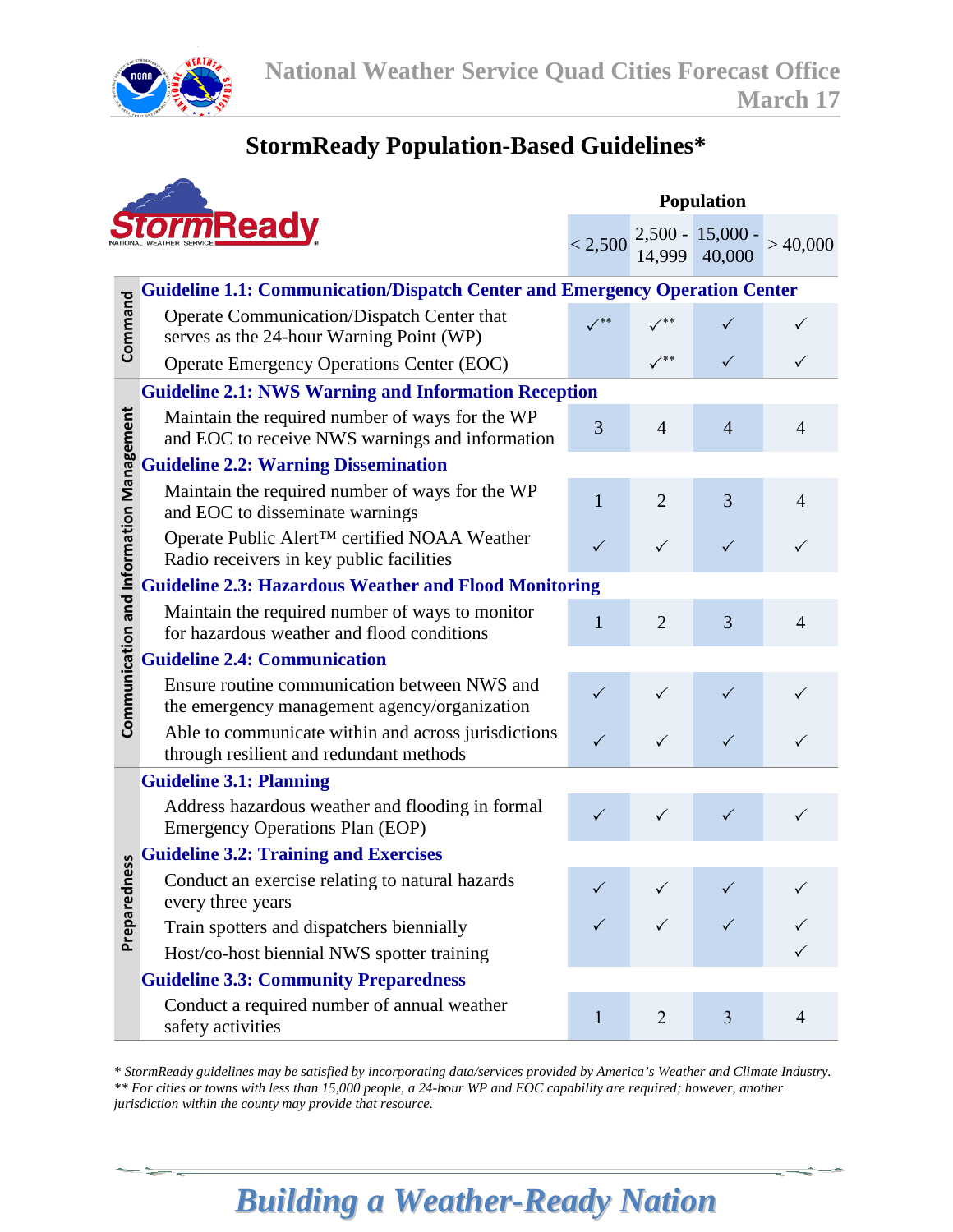# StormReady Population-Based Guidelines*

| | | Population | | | |
|---|---|---|---|---|---|
| | | < 2,500 | 2,500 - 14,999 | 15,000 - 40,000 | > 40,000 |
| **Command** | **Guideline 1.1: Communication/Dispatch Center and Emergency Operation Center** | | | | |
| | Operate Communication/Dispatch Center that serves as the 24-hour Warning Point (WP) | ✓** | ✓** | ✓ | ✓ |
| | Operate Emergency Operations Center (EOC) | | ✓** | ✓ | ✓ |
| **Communication and Information Management** | **Guideline 2.1: NWS Warning and Information Reception** | | | | |
| | Maintain the required number of ways for the WP and EOC to receive NWS warnings and information | 3 | 4 | 4 | 4 |
| | **Guideline 2.2: Warning Dissemination** | | | | |
| | Maintain the required number of ways for the WP and EOC to disseminate warnings | 1 | 2 | 3 | 4 |
| | Operate Public Alert™ certified NOAA Weather Radio receivers in key public facilities | ✓ | ✓ | ✓ | ✓ |
| | **Guideline 2.3: Hazardous Weather and Flood Monitoring** | | | | |
| | Maintain the required number of ways to monitor for hazardous weather and flood conditions | 1 | 2 | 3 | 4 |
| | **Guideline 2.4: Communication** | | | | |
| | Ensure routine communication between NWS and the emergency management agency/organization | ✓ | ✓ | ✓ | ✓ |
| | Able to communicate within and across jurisdictions through resilient and redundant methods | ✓ | ✓ | ✓ | ✓ |
| **Preparedness** | **Guideline 3.1: Planning** | | | | |
| | Address hazardous weather and flooding in formal Emergency Operations Plan (EOP) | ✓ | ✓ | ✓ | ✓ |
| | **Guideline 3.2: Training and Exercises** | | | | |
| | Conduct an exercise relating to natural hazards every three years | ✓ | ✓ | ✓ | ✓ |
| | Train spotters and dispatchers biennially | ✓ | ✓ | ✓ | ✓ |
| | Host/co-host biennial NWS spotter training | | | | ✓ |
| | **Guideline 3.3: Community Preparedness** | | | | |
| | Conduct a required number of annual weather safety activities | 1 | 2 | 3 | 4 |

*\* StormReady guidelines may be satisfied by incorporating data/services provided by America's Weather and Climate Industry.*
*\*\* For cities or towns with less than 15,000 people, a 24-hour WP and EOC capability are required; however, another jurisdiction within the county may provide that resource.*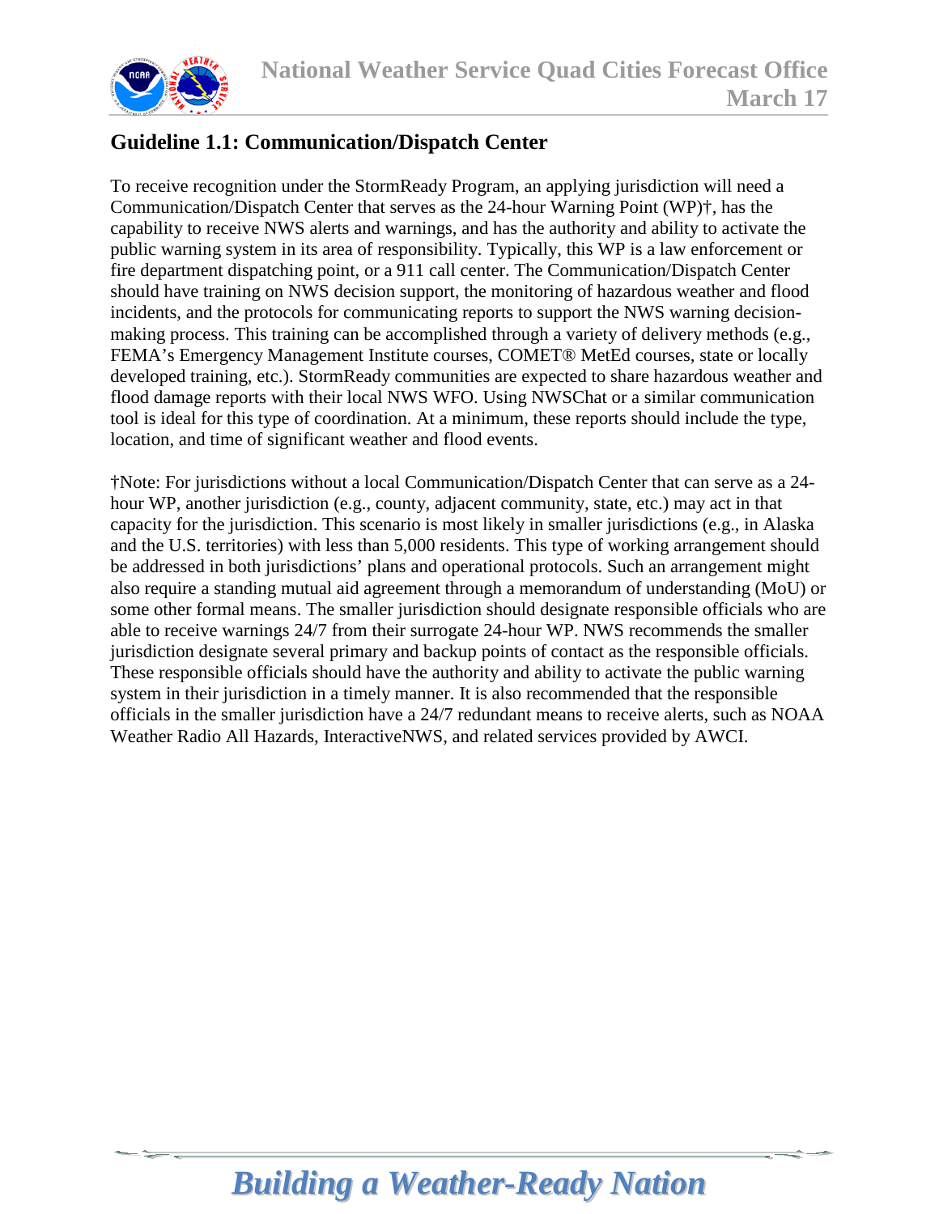## Guideline 1.1: Communication/Dispatch Center

To receive recognition under the StormReady Program, an applying jurisdiction will need a Communication/Dispatch Center that serves as the 24-hour Warning Point (WP)†, has the capability to receive NWS alerts and warnings, and has the authority and ability to activate the public warning system in its area of responsibility. Typically, this WP is a law enforcement or fire department dispatching point, or a 911 call center. The Communication/Dispatch Center should have training on NWS decision support, the monitoring of hazardous weather and flood incidents, and the protocols for communicating reports to support the NWS warning decision-making process. This training can be accomplished through a variety of delivery methods (e.g., FEMA's Emergency Management Institute courses, COMET® MetEd courses, state or locally developed training, etc.). StormReady communities are expected to share hazardous weather and flood damage reports with their local NWS WFO. Using NWSChat or a similar communication tool is ideal for this type of coordination. At a minimum, these reports should include the type, location, and time of significant weather and flood events.

†Note: For jurisdictions without a local Communication/Dispatch Center that can serve as a 24-hour WP, another jurisdiction (e.g., county, adjacent community, state, etc.) may act in that capacity for the jurisdiction. This scenario is most likely in smaller jurisdictions (e.g., in Alaska and the U.S. territories) with less than 5,000 residents. This type of working arrangement should be addressed in both jurisdictions' plans and operational protocols. Such an arrangement might also require a standing mutual aid agreement through a memorandum of understanding (MoU) or some other formal means. The smaller jurisdiction should designate responsible officials who are able to receive warnings 24/7 from their surrogate 24-hour WP. NWS recommends the smaller jurisdiction designate several primary and backup points of contact as the responsible officials. These responsible officials should have the authority and ability to activate the public warning system in their jurisdiction in a timely manner. It is also recommended that the responsible officials in the smaller jurisdiction have a 24/7 redundant means to receive alerts, such as NOAA Weather Radio All Hazards, InteractiveNWS, and related services provided by AWCI.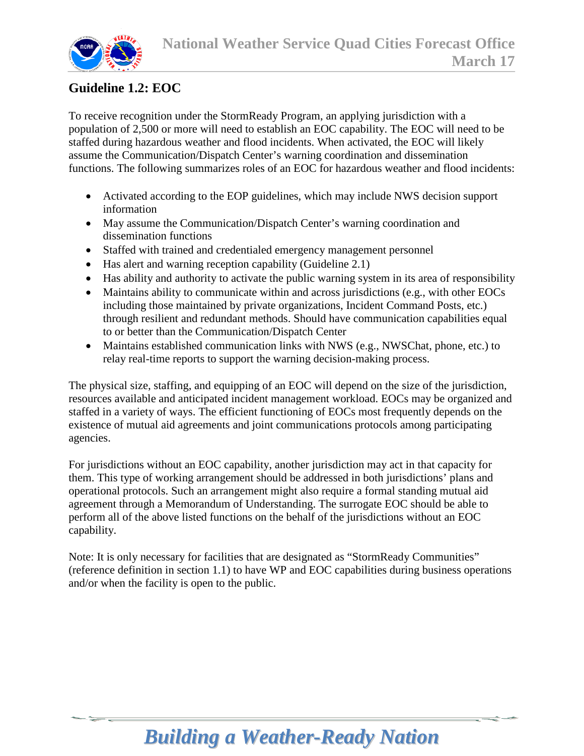## Guideline 1.2: EOC

To receive recognition under the StormReady Program, an applying jurisdiction with a population of 2,500 or more will need to establish an EOC capability. The EOC will need to be staffed during hazardous weather and flood incidents. When activated, the EOC will likely assume the Communication/Dispatch Center's warning coordination and dissemination functions. The following summarizes roles of an EOC for hazardous weather and flood incidents:

- Activated according to the EOP guidelines, which may include NWS decision support information
- May assume the Communication/Dispatch Center's warning coordination and dissemination functions
- Staffed with trained and credentialed emergency management personnel
- Has alert and warning reception capability (Guideline 2.1)
- Has ability and authority to activate the public warning system in its area of responsibility
- Maintains ability to communicate within and across jurisdictions (e.g., with other EOCs including those maintained by private organizations, Incident Command Posts, etc.) through resilient and redundant methods. Should have communication capabilities equal to or better than the Communication/Dispatch Center
- Maintains established communication links with NWS (e.g., NWSChat, phone, etc.) to relay real-time reports to support the warning decision-making process.

The physical size, staffing, and equipping of an EOC will depend on the size of the jurisdiction, resources available and anticipated incident management workload. EOCs may be organized and staffed in a variety of ways. The efficient functioning of EOCs most frequently depends on the existence of mutual aid agreements and joint communications protocols among participating agencies.

For jurisdictions without an EOC capability, another jurisdiction may act in that capacity for them. This type of working arrangement should be addressed in both jurisdictions' plans and operational protocols. Such an arrangement might also require a formal standing mutual aid agreement through a Memorandum of Understanding. The surrogate EOC should be able to perform all of the above listed functions on the behalf of the jurisdictions without an EOC capability.

Note: It is only necessary for facilities that are designated as "StormReady Communities" (reference definition in section 1.1) to have WP and EOC capabilities during business operations and/or when the facility is open to the public.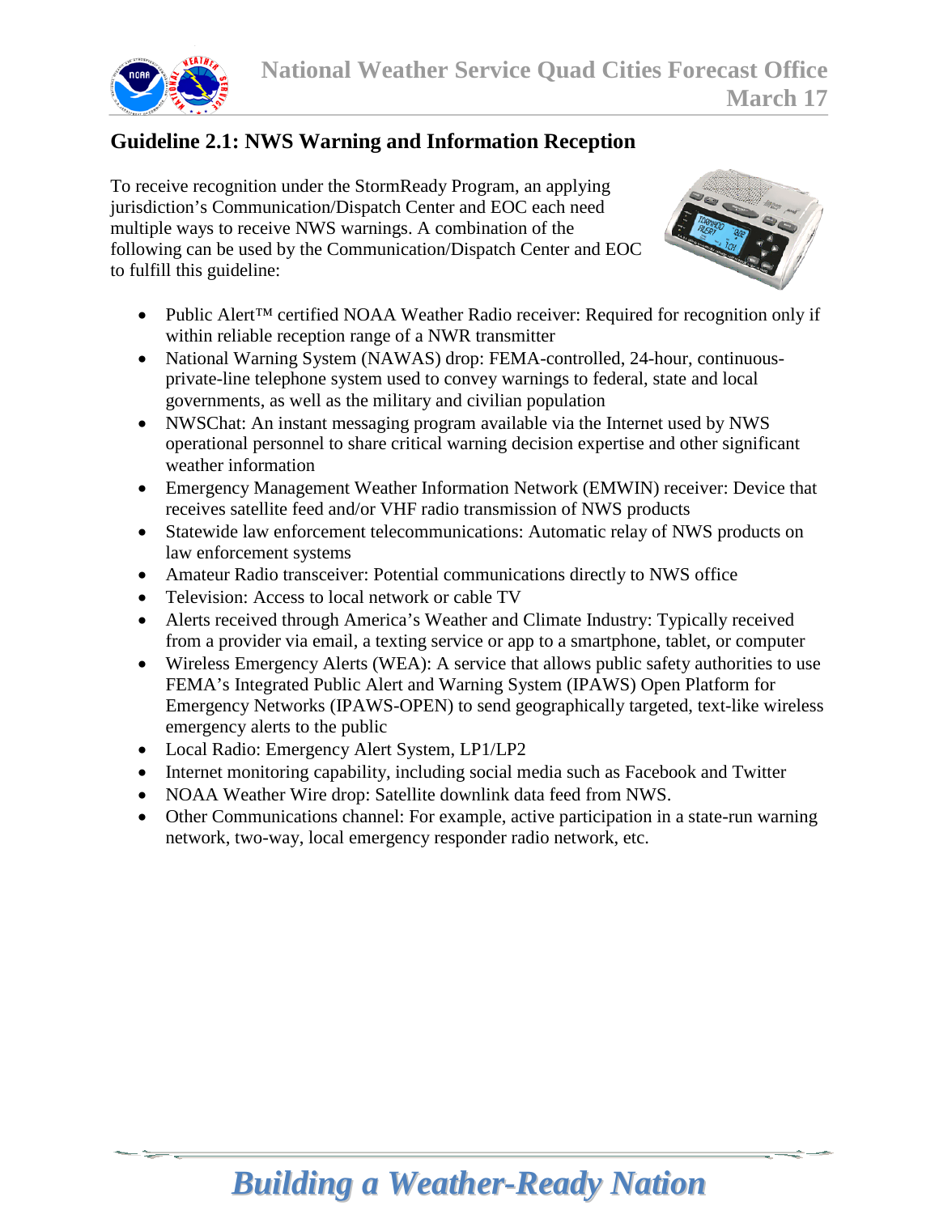## Guideline 2.1: NWS Warning and Information Reception

To receive recognition under the StormReady Program, an applying jurisdiction's Communication/Dispatch Center and EOC each need multiple ways to receive NWS warnings. A combination of the following can be used by the Communication/Dispatch Center and EOC to fulfill this guideline:

- Public Alert™ certified NOAA Weather Radio receiver: Required for recognition only if within reliable reception range of a NWR transmitter
- National Warning System (NAWAS) drop: FEMA-controlled, 24-hour, continuous-private-line telephone system used to convey warnings to federal, state and local governments, as well as the military and civilian population
- NWSChat: An instant messaging program available via the Internet used by NWS operational personnel to share critical warning decision expertise and other significant weather information
- Emergency Management Weather Information Network (EMWIN) receiver: Device that receives satellite feed and/or VHF radio transmission of NWS products
- Statewide law enforcement telecommunications: Automatic relay of NWS products on law enforcement systems
- Amateur Radio transceiver: Potential communications directly to NWS office
- Television: Access to local network or cable TV
- Alerts received through America's Weather and Climate Industry: Typically received from a provider via email, a texting service or app to a smartphone, tablet, or computer
- Wireless Emergency Alerts (WEA): A service that allows public safety authorities to use FEMA's Integrated Public Alert and Warning System (IPAWS) Open Platform for Emergency Networks (IPAWS-OPEN) to send geographically targeted, text-like wireless emergency alerts to the public
- Local Radio: Emergency Alert System, LP1/LP2
- Internet monitoring capability, including social media such as Facebook and Twitter
- NOAA Weather Wire drop: Satellite downlink data feed from NWS.
- Other Communications channel: For example, active participation in a state-run warning network, two-way, local emergency responder radio network, etc.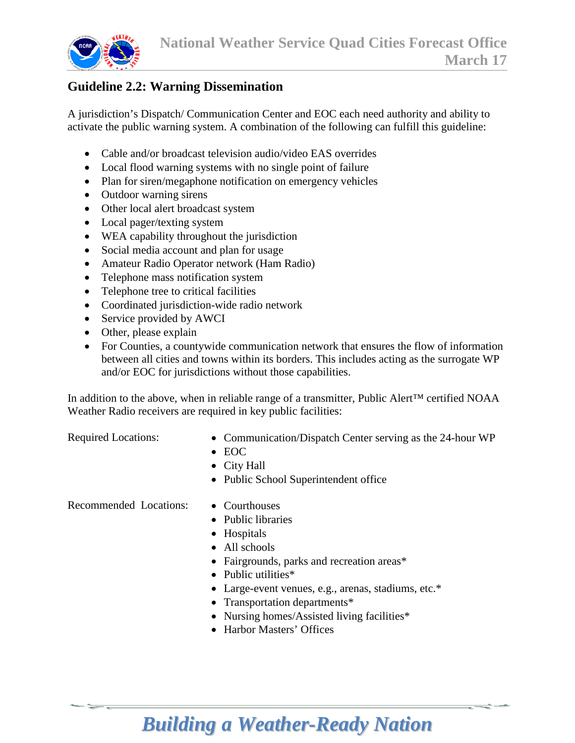## Guideline 2.2: Warning Dissemination

A jurisdiction's Dispatch/ Communication Center and EOC each need authority and ability to activate the public warning system. A combination of the following can fulfill this guideline:

- Cable and/or broadcast television audio/video EAS overrides
- Local flood warning systems with no single point of failure
- Plan for siren/megaphone notification on emergency vehicles
- Outdoor warning sirens
- Other local alert broadcast system
- Local pager/texting system
- WEA capability throughout the jurisdiction
- Social media account and plan for usage
- Amateur Radio Operator network (Ham Radio)
- Telephone mass notification system
- Telephone tree to critical facilities
- Coordinated jurisdiction-wide radio network
- Service provided by AWCI
- Other, please explain
- For Counties, a countywide communication network that ensures the flow of information between all cities and towns within its borders. This includes acting as the surrogate WP and/or EOC for jurisdictions without those capabilities.

In addition to the above, when in reliable range of a transmitter, Public Alert™ certified NOAA Weather Radio receivers are required in key public facilities:

Required Locations:

- Communication/Dispatch Center serving as the 24-hour WP
- EOC
- City Hall
- Public School Superintendent office

Recommended Locations:

- Courthouses
- Public libraries
- Hospitals
- All schools
- Fairgrounds, parks and recreation areas*
- Public utilities*
- Large-event venues, e.g., arenas, stadiums, etc.*
- Transportation departments*
- Nursing homes/Assisted living facilities*
- Harbor Masters' Offices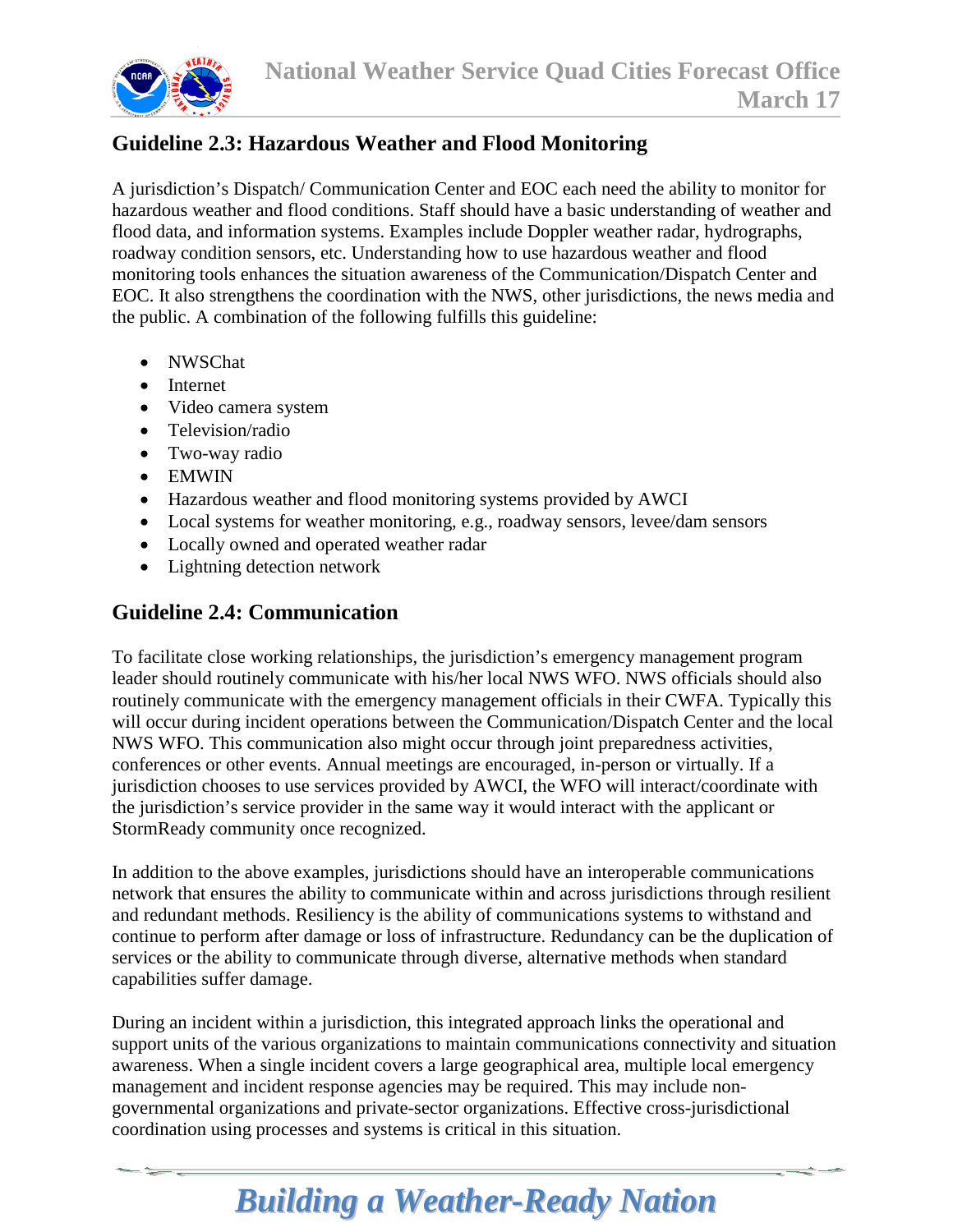## Guideline 2.3: Hazardous Weather and Flood Monitoring

A jurisdiction's Dispatch/ Communication Center and EOC each need the ability to monitor for hazardous weather and flood conditions. Staff should have a basic understanding of weather and flood data, and information systems. Examples include Doppler weather radar, hydrographs, roadway condition sensors, etc. Understanding how to use hazardous weather and flood monitoring tools enhances the situation awareness of the Communication/Dispatch Center and EOC. It also strengthens the coordination with the NWS, other jurisdictions, the news media and the public. A combination of the following fulfills this guideline:

- NWSChat
- Internet
- Video camera system
- Television/radio
- Two-way radio
- EMWIN
- Hazardous weather and flood monitoring systems provided by AWCI
- Local systems for weather monitoring, e.g., roadway sensors, levee/dam sensors
- Locally owned and operated weather radar
- Lightning detection network

## Guideline 2.4: Communication

To facilitate close working relationships, the jurisdiction's emergency management program leader should routinely communicate with his/her local NWS WFO. NWS officials should also routinely communicate with the emergency management officials in their CWFA. Typically this will occur during incident operations between the Communication/Dispatch Center and the local NWS WFO. This communication also might occur through joint preparedness activities, conferences or other events. Annual meetings are encouraged, in-person or virtually. If a jurisdiction chooses to use services provided by AWCI, the WFO will interact/coordinate with the jurisdiction's service provider in the same way it would interact with the applicant or StormReady community once recognized.

In addition to the above examples, jurisdictions should have an interoperable communications network that ensures the ability to communicate within and across jurisdictions through resilient and redundant methods. Resiliency is the ability of communications systems to withstand and continue to perform after damage or loss of infrastructure. Redundancy can be the duplication of services or the ability to communicate through diverse, alternative methods when standard capabilities suffer damage.

During an incident within a jurisdiction, this integrated approach links the operational and support units of the various organizations to maintain communications connectivity and situation awareness. When a single incident covers a large geographical area, multiple local emergency management and incident response agencies may be required. This may include non-governmental organizations and private-sector organizations. Effective cross-jurisdictional coordination using processes and systems is critical in this situation.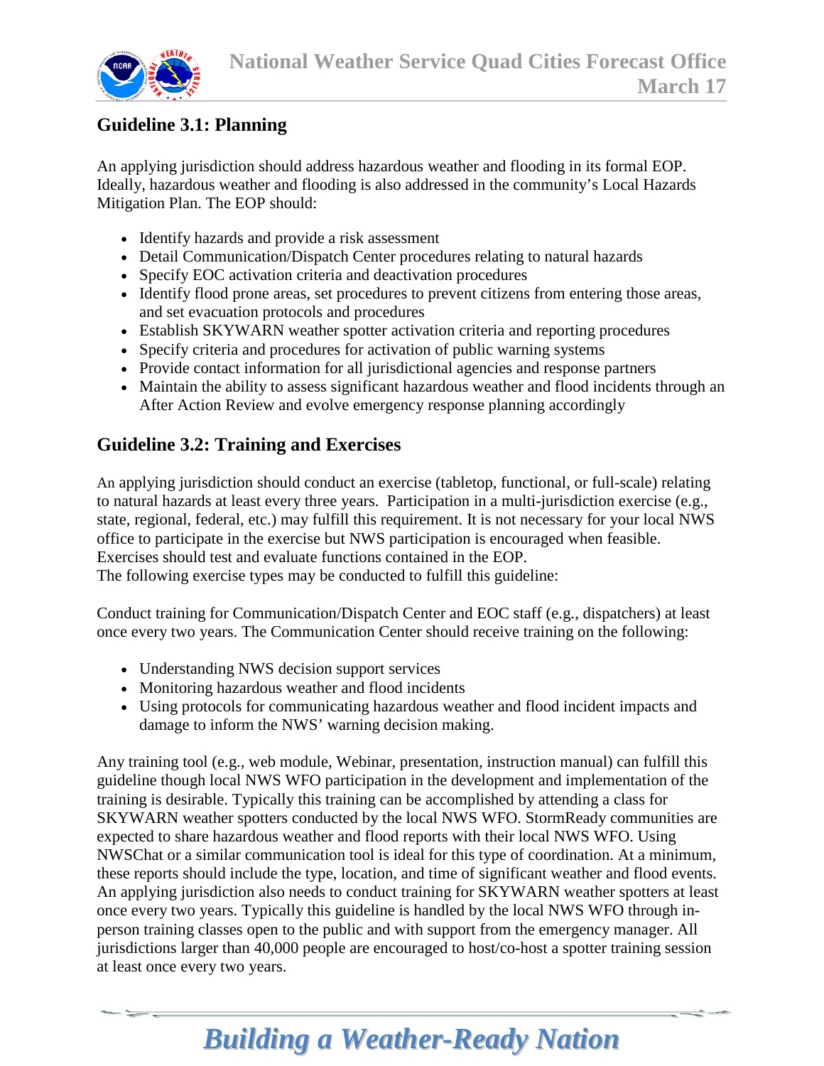## Guideline 3.1: Planning

An applying jurisdiction should address hazardous weather and flooding in its formal EOP. Ideally, hazardous weather and flooding is also addressed in the community's Local Hazards Mitigation Plan. The EOP should:

- Identify hazards and provide a risk assessment
- Detail Communication/Dispatch Center procedures relating to natural hazards
- Specify EOC activation criteria and deactivation procedures
- Identify flood prone areas, set procedures to prevent citizens from entering those areas, and set evacuation protocols and procedures
- Establish SKYWARN weather spotter activation criteria and reporting procedures
- Specify criteria and procedures for activation of public warning systems
- Provide contact information for all jurisdictional agencies and response partners
- Maintain the ability to assess significant hazardous weather and flood incidents through an After Action Review and evolve emergency response planning accordingly

## Guideline 3.2: Training and Exercises

An applying jurisdiction should conduct an exercise (tabletop, functional, or full-scale) relating to natural hazards at least every three years. Participation in a multi-jurisdiction exercise (e.g., state, regional, federal, etc.) may fulfill this requirement. It is not necessary for your local NWS office to participate in the exercise but NWS participation is encouraged when feasible. Exercises should test and evaluate functions contained in the EOP.
The following exercise types may be conducted to fulfill this guideline:

Conduct training for Communication/Dispatch Center and EOC staff (e.g., dispatchers) at least once every two years. The Communication Center should receive training on the following:

- Understanding NWS decision support services
- Monitoring hazardous weather and flood incidents
- Using protocols for communicating hazardous weather and flood incident impacts and damage to inform the NWS' warning decision making.

Any training tool (e.g., web module, Webinar, presentation, instruction manual) can fulfill this guideline though local NWS WFO participation in the development and implementation of the training is desirable. Typically this training can be accomplished by attending a class for SKYWARN weather spotters conducted by the local NWS WFO. StormReady communities are expected to share hazardous weather and flood reports with their local NWS WFO. Using NWSChat or a similar communication tool is ideal for this type of coordination. At a minimum, these reports should include the type, location, and time of significant weather and flood events. An applying jurisdiction also needs to conduct training for SKYWARN weather spotters at least once every two years. Typically this guideline is handled by the local NWS WFO through in-person training classes open to the public and with support from the emergency manager. All jurisdictions larger than 40,000 people are encouraged to host/co-host a spotter training session at least once every two years.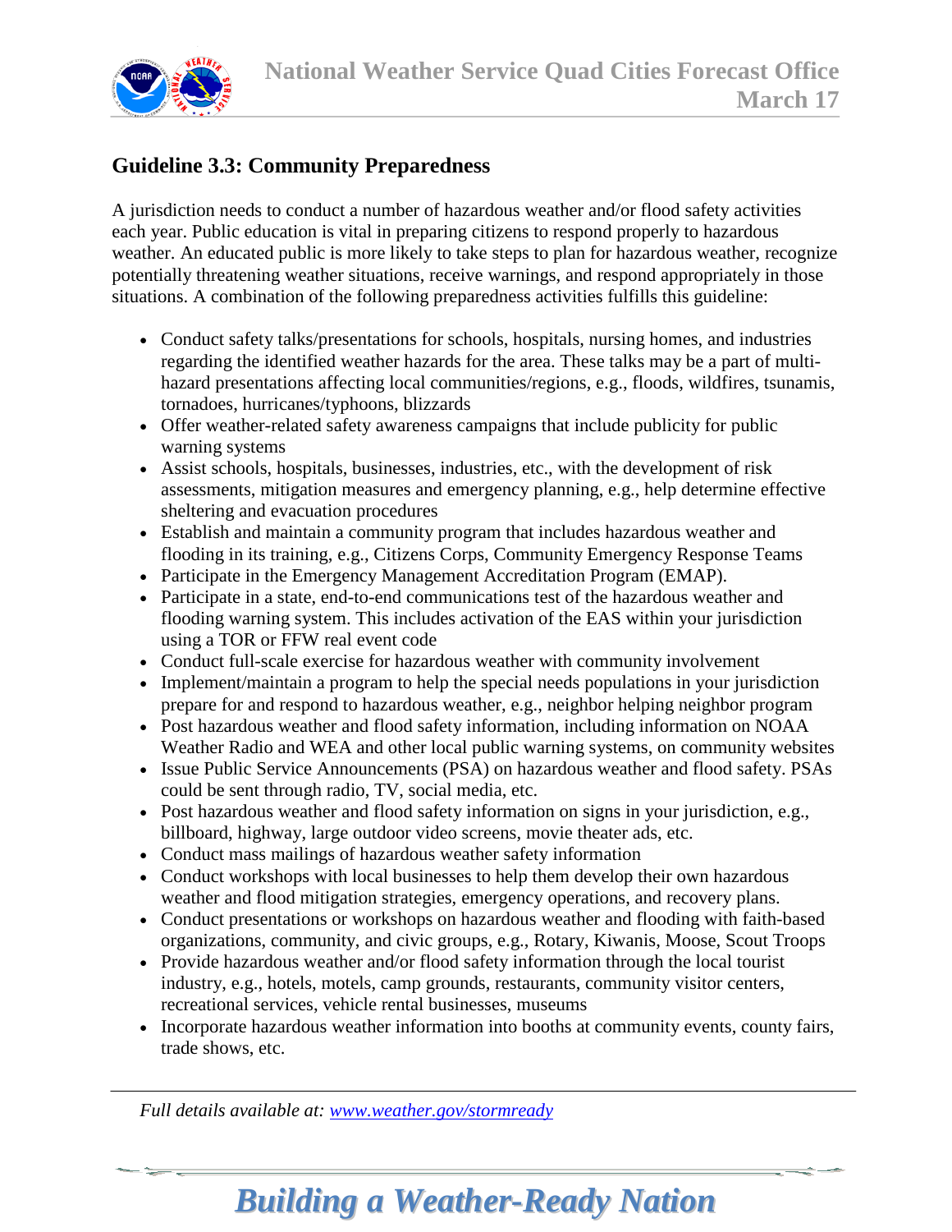## Guideline 3.3: Community Preparedness

A jurisdiction needs to conduct a number of hazardous weather and/or flood safety activities each year. Public education is vital in preparing citizens to respond properly to hazardous weather. An educated public is more likely to take steps to plan for hazardous weather, recognize potentially threatening weather situations, receive warnings, and respond appropriately in those situations. A combination of the following preparedness activities fulfills this guideline:

- Conduct safety talks/presentations for schools, hospitals, nursing homes, and industries regarding the identified weather hazards for the area. These talks may be a part of multi-hazard presentations affecting local communities/regions, e.g., floods, wildfires, tsunamis, tornadoes, hurricanes/typhoons, blizzards
- Offer weather-related safety awareness campaigns that include publicity for public warning systems
- Assist schools, hospitals, businesses, industries, etc., with the development of risk assessments, mitigation measures and emergency planning, e.g., help determine effective sheltering and evacuation procedures
- Establish and maintain a community program that includes hazardous weather and flooding in its training, e.g., Citizens Corps, Community Emergency Response Teams
- Participate in the Emergency Management Accreditation Program (EMAP).
- Participate in a state, end-to-end communications test of the hazardous weather and flooding warning system. This includes activation of the EAS within your jurisdiction using a TOR or FFW real event code
- Conduct full-scale exercise for hazardous weather with community involvement
- Implement/maintain a program to help the special needs populations in your jurisdiction prepare for and respond to hazardous weather, e.g., neighbor helping neighbor program
- Post hazardous weather and flood safety information, including information on NOAA Weather Radio and WEA and other local public warning systems, on community websites
- Issue Public Service Announcements (PSA) on hazardous weather and flood safety. PSAs could be sent through radio, TV, social media, etc.
- Post hazardous weather and flood safety information on signs in your jurisdiction, e.g., billboard, highway, large outdoor video screens, movie theater ads, etc.
- Conduct mass mailings of hazardous weather safety information
- Conduct workshops with local businesses to help them develop their own hazardous weather and flood mitigation strategies, emergency operations, and recovery plans.
- Conduct presentations or workshops on hazardous weather and flooding with faith-based organizations, community, and civic groups, e.g., Rotary, Kiwanis, Moose, Scout Troops
- Provide hazardous weather and/or flood safety information through the local tourist industry, e.g., hotels, motels, camp grounds, restaurants, community visitor centers, recreational services, vehicle rental businesses, museums
- Incorporate hazardous weather information into booths at community events, county fairs, trade shows, etc.

*Full details available at: www.weather.gov/stormready*